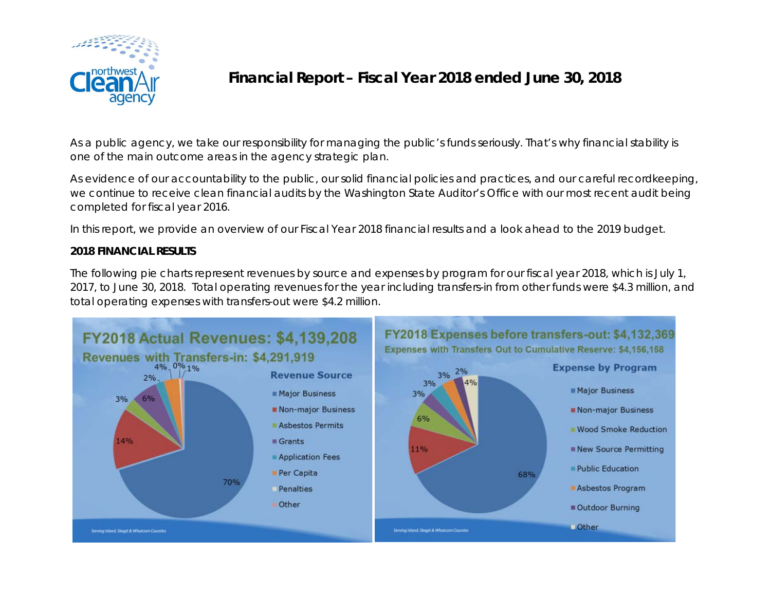# Financial Report – Fiscal Year 2018 ended June 30, 2018

As a public agency, we take our responsibility for managing the public's funds seriously. That's why financial stability is one of the main outcome areas in the agency strategic plan.

As evidence of our accountability to the public, our solid financial policies and practices, and our careful recordkeeping, we continue to receive clean financial audits by the Washington State Auditor's Office with our most recent audit being completed for fiscal year 2016.

In this report, we provide an overview of our Fiscal Year 2018 financial results and a look ahead to the 2019 budget.

**2018 FINANCIAL RESULTS**

The following pie charts represent revenues by source and expenses by program for our fiscal year 2018, which is July 1, 2017, to June 30, 2018. Total operating revenues for the year including transfers-in from other funds were $4.3 million, and total operating expenses with transfers-out were $4.2 million.

**FY2018 Actual Revenues: $4,139,208**

**Revenues with Transfers-in: $4,291,919**

| Revenue Source | Percent |
|---|---|
| Major Business | 70% |
| Non-major Business | 14% |
| Asbestos Permits | 3% |
| Grants | 6% |
| Application Fees | 2% |
| Per Capita | 4% |
| Penalties | 0% |
| Other | 1% |

**FY2018 Expenses before transfers-out: $4,132,369**

**Expenses with Transfers Out to Cumulative Reserve: $4,156,158**

| Expense by Program | Percent |
|---|---|
| Major Business | 68% |
| Non-major Business | 11% |
| Wood Smoke Reduction | 6% |
| New Source Permitting | 3% |
| Public Education | 3% |
| Asbestos Program | 3% |
| Outdoor Burning | 2% |
| Other | 4% |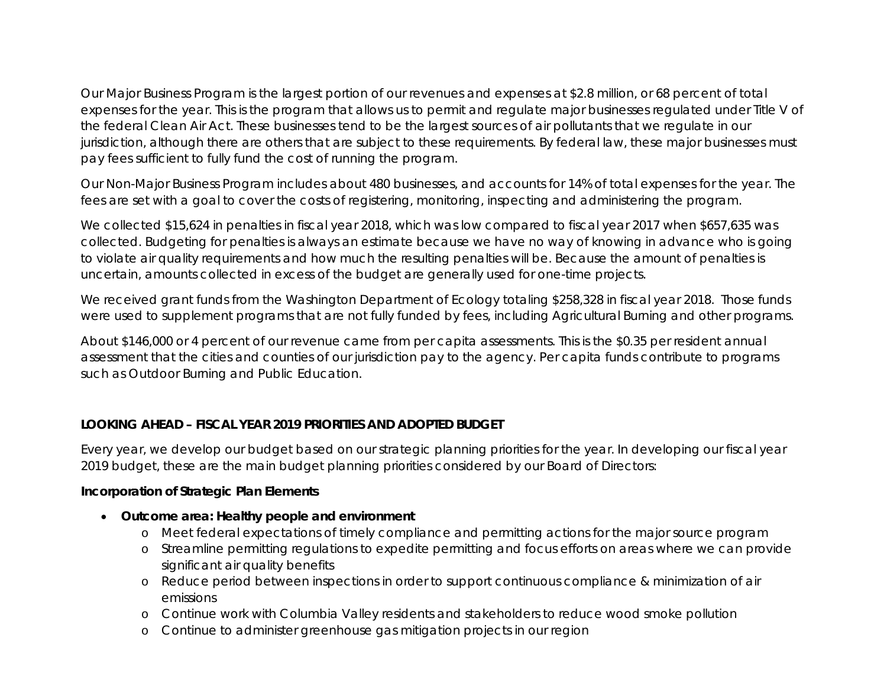Our Major Business Program is the largest portion of our revenues and expenses at $2.8 million, or 68 percent of total expenses for the year. This is the program that allows us to permit and regulate major businesses regulated under Title V of the federal Clean Air Act. These businesses tend to be the largest sources of air pollutants that we regulate in our jurisdiction, although there are others that are subject to these requirements. By federal law, these major businesses must pay fees sufficient to fully fund the cost of running the program.

Our Non-Major Business Program includes about 480 businesses, and accounts for 14% of total expenses for the year. The fees are set with a goal to cover the costs of registering, monitoring, inspecting and administering the program.

We collected $15,624 in penalties in fiscal year 2018, which was low compared to fiscal year 2017 when $657,635 was collected. Budgeting for penalties is always an estimate because we have no way of knowing in advance who is going to violate air quality requirements and how much the resulting penalties will be. Because the amount of penalties is uncertain, amounts collected in excess of the budget are generally used for one-time projects.

We received grant funds from the Washington Department of Ecology totaling $258,328 in fiscal year 2018. Those funds were used to supplement programs that are not fully funded by fees, including Agricultural Burning and other programs.

About $146,000 or 4 percent of our revenue came from per capita assessments. This is the $0.35 per resident annual assessment that the cities and counties of our jurisdiction pay to the agency. Per capita funds contribute to programs such as Outdoor Burning and Public Education.

## LOOKING AHEAD – FISCAL YEAR 2019 PRIORITIES AND ADOPTED BUDGET

Every year, we develop our budget based on our strategic planning priorities for the year. In developing our fiscal year 2019 budget, these are the main budget planning priorities considered by our Board of Directors:

### Incorporation of Strategic Plan Elements

- **Outcome area: Healthy people and environment**
  - Meet federal expectations of timely compliance and permitting actions for the major source program
  - Streamline permitting regulations to expedite permitting and focus efforts on areas where we can provide significant air quality benefits
  - Reduce period between inspections in order to support continuous compliance & minimization of air emissions
  - Continue work with Columbia Valley residents and stakeholders to reduce wood smoke pollution
  - Continue to administer greenhouse gas mitigation projects in our region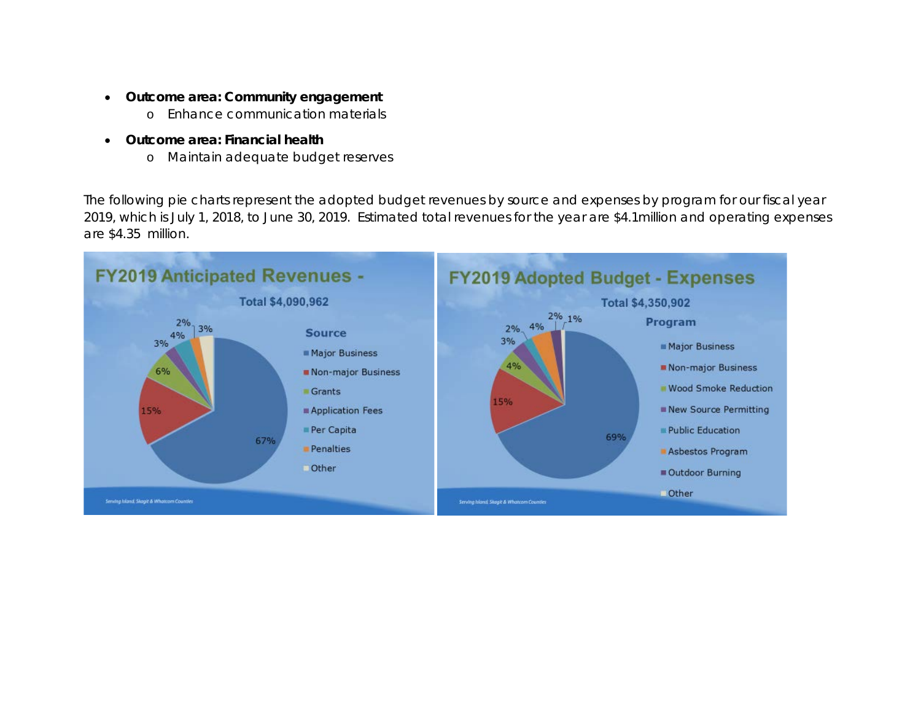- **Outcome area: Community engagement**
    - o Enhance communication materials
- **Outcome area: Financial health**
    - o Maintain adequate budget reserves

The following pie charts represent the adopted budget revenues by source and expenses by program for our fiscal year 2019, which is July 1, 2018, to June 30, 2019. Estimated total revenues for the year are $4.1million and operating expenses are $4.35 million.

FY2019 Anticipated Revenues -

Total $4,090,962

Source

Major Business 67%

Non-major Business 15%

Grants 6%

Application Fees 3%

Per Capita 4%

Penalties 2%

Other 3%

Serving Island, Skagit & Whatcom Counties

FY2019 Adopted Budget - Expenses

Total $4,350,902

Program

Major Business 69%

Non-major Business 15%

Wood Smoke Reduction 4%

New Source Permitting 3%

Public Education 2%

Asbestos Program 4%

Outdoor Burning 2%

Other 1%

Serving Island, Skagit & Whatcom Counties